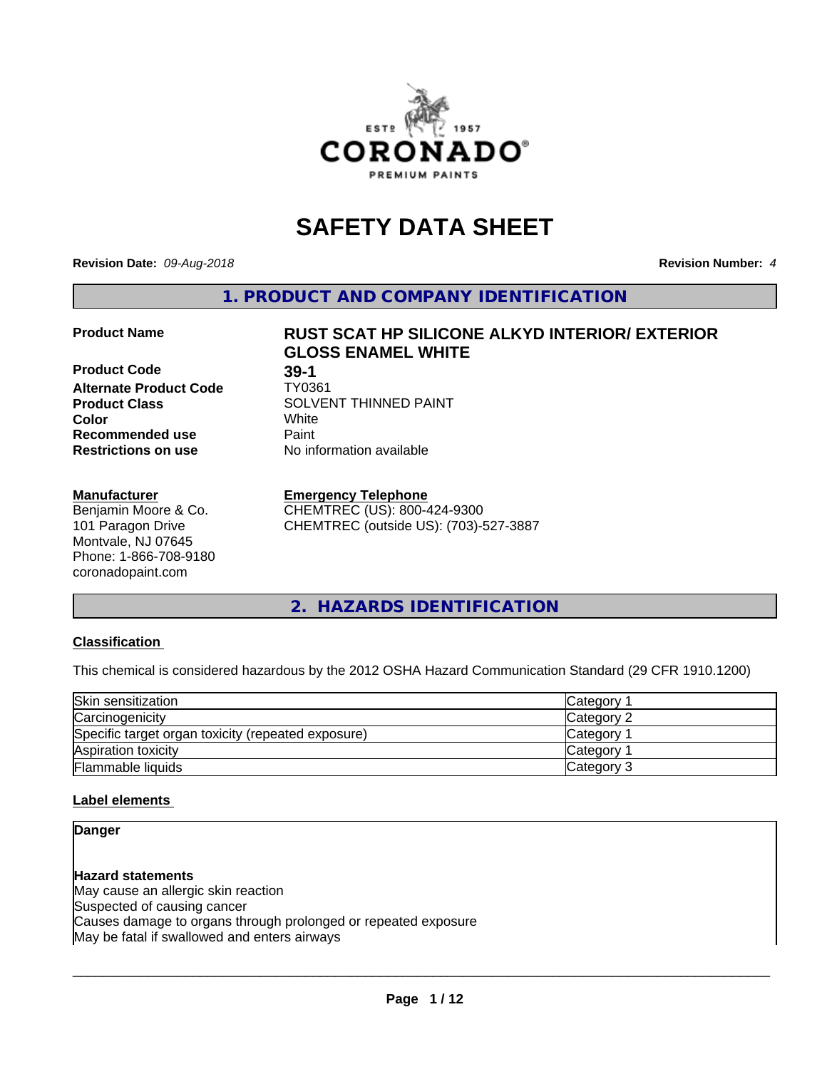# SAFETY DATA SHEET

**Revision Date:** *09-Aug-2018* **Revision Number:** *4*

## 1. PRODUCT AND COMPANY IDENTIFICATION

| | |
|---|---|
| **Product Name** | **RUST SCAT HP SILICONE ALKYD INTERIOR/ EXTERIOR GLOSS ENAMEL WHITE** |
| **Product Code** | **39-1** |
| **Alternate Product Code** | TY0361 |
| **Product Class** | SOLVENT THINNED PAINT |
| **Color** | White |
| **Recommended use** | Paint |
| **Restrictions on use** | No information available |

**Manufacturer**
Benjamin Moore & Co.
101 Paragon Drive
Montvale, NJ 07645
Phone: 1-866-708-9180
coronadopaint.com

**Emergency Telephone**
CHEMTREC (US): 800-424-9300
CHEMTREC (outside US): (703)-527-3887

## 2. HAZARDS IDENTIFICATION

### Classification

This chemical is considered hazardous by the 2012 OSHA Hazard Communication Standard (29 CFR 1910.1200)

| | |
|---|---|
| Skin sensitization | Category 1 |
| Carcinogenicity | Category 2 |
| Specific target organ toxicity (repeated exposure) | Category 1 |
| Aspiration toxicity | Category 1 |
| Flammable liquids | Category 3 |

### Label elements

**Danger**

**Hazard statements**
May cause an allergic skin reaction
Suspected of causing cancer
Causes damage to organs through prolonged or repeated exposure
May be fatal if swallowed and enters airways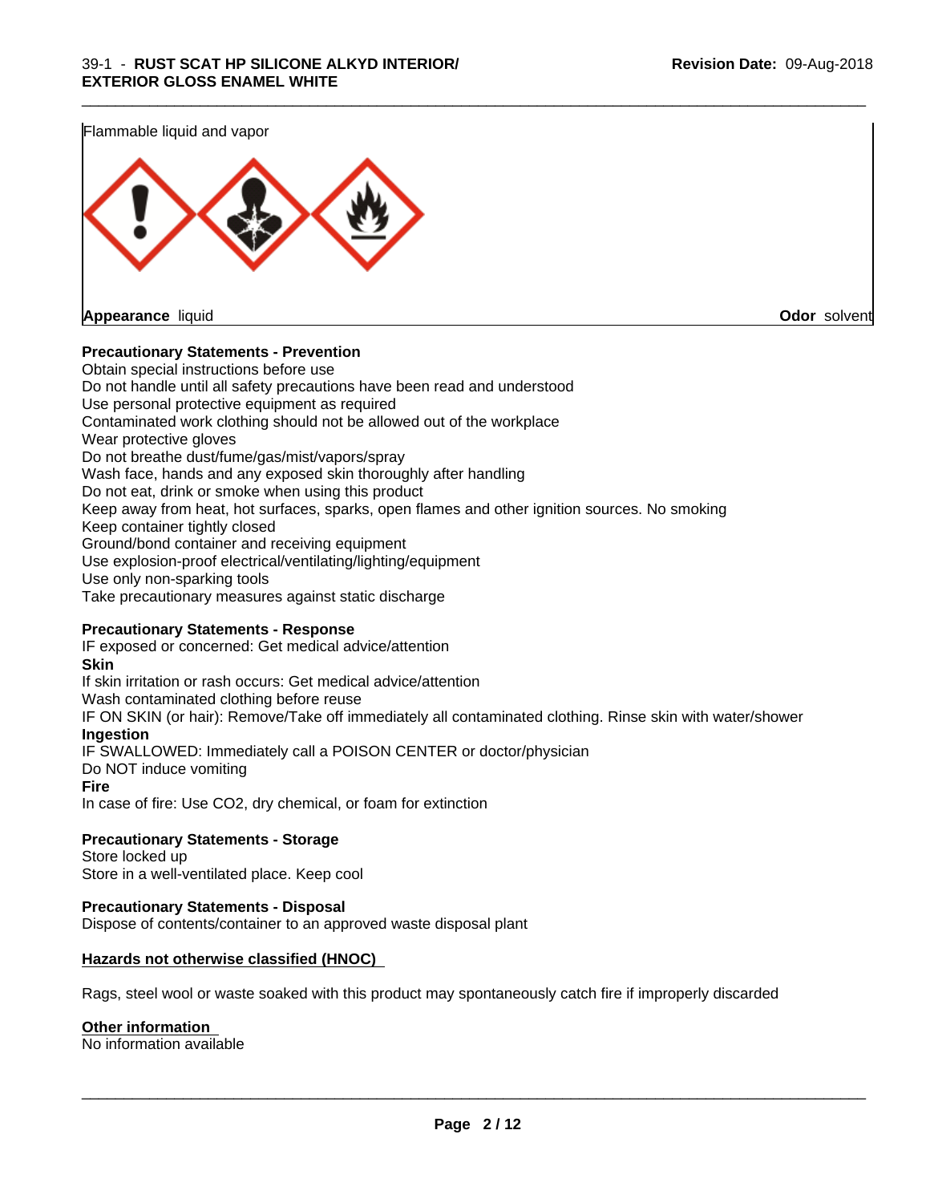Flammable liquid and vapor

**Appearance** liquid

**Odor** solvent

**Precautionary Statements - Prevention**

Obtain special instructions before use
Do not handle until all safety precautions have been read and understood
Use personal protective equipment as required
Contaminated work clothing should not be allowed out of the workplace
Wear protective gloves
Do not breathe dust/fume/gas/mist/vapors/spray
Wash face, hands and any exposed skin thoroughly after handling
Do not eat, drink or smoke when using this product
Keep away from heat, hot surfaces, sparks, open flames and other ignition sources. No smoking
Keep container tightly closed
Ground/bond container and receiving equipment
Use explosion-proof electrical/ventilating/lighting/equipment
Use only non-sparking tools
Take precautionary measures against static discharge

**Precautionary Statements - Response**

IF exposed or concerned: Get medical advice/attention

**Skin**

If skin irritation or rash occurs: Get medical advice/attention
Wash contaminated clothing before reuse
IF ON SKIN (or hair): Remove/Take off immediately all contaminated clothing. Rinse skin with water/shower

**Ingestion**

IF SWALLOWED: Immediately call a POISON CENTER or doctor/physician
Do NOT induce vomiting

**Fire**

In case of fire: Use CO2, dry chemical, or foam for extinction

**Precautionary Statements - Storage**

Store locked up
Store in a well-ventilated place. Keep cool

**Precautionary Statements - Disposal**

Dispose of contents/container to an approved waste disposal plant

**Hazards not otherwise classified (HNOC)**

Rags, steel wool or waste soaked with this product may spontaneously catch fire if improperly discarded

**Other information**

No information available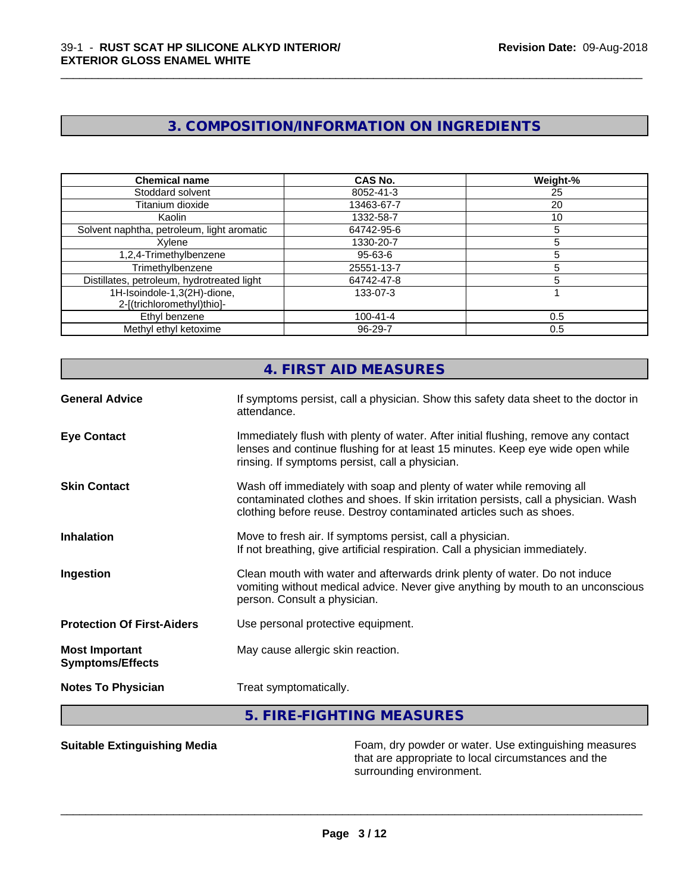## 3. COMPOSITION/INFORMATION ON INGREDIENTS

| Chemical name | CAS No. | Weight-% |
|---|---|---|
| Stoddard solvent | 8052-41-3 | 25 |
| Titanium dioxide | 13463-67-7 | 20 |
| Kaolin | 1332-58-7 | 10 |
| Solvent naphtha, petroleum, light aromatic | 64742-95-6 | 5 |
| Xylene | 1330-20-7 | 5 |
| 1,2,4-Trimethylbenzene | 95-63-6 | 5 |
| Trimethylbenzene | 25551-13-7 | 5 |
| Distillates, petroleum, hydrotreated light | 64742-47-8 | 5 |
| 1H-Isoindole-1,3(2H)-dione, 2-[(trichloromethyl)thio]- | 133-07-3 | 1 |
| Ethyl benzene | 100-41-4 | 0.5 |
| Methyl ethyl ketoxime | 96-29-7 | 0.5 |

## 4. FIRST AID MEASURES

**General Advice**
If symptoms persist, call a physician. Show this safety data sheet to the doctor in attendance.

**Eye Contact**
Immediately flush with plenty of water. After initial flushing, remove any contact lenses and continue flushing for at least 15 minutes. Keep eye wide open while rinsing. If symptoms persist, call a physician.

**Skin Contact**
Wash off immediately with soap and plenty of water while removing all contaminated clothes and shoes. If skin irritation persists, call a physician. Wash clothing before reuse. Destroy contaminated articles such as shoes.

**Inhalation**
Move to fresh air. If symptoms persist, call a physician.
If not breathing, give artificial respiration. Call a physician immediately.

**Ingestion**
Clean mouth with water and afterwards drink plenty of water. Do not induce vomiting without medical advice. Never give anything by mouth to an unconscious person. Consult a physician.

**Protection Of First-Aiders**
Use personal protective equipment.

**Most Important Symptoms/Effects**
May cause allergic skin reaction.

**Notes To Physician**
Treat symptomatically.

## 5. FIRE-FIGHTING MEASURES

**Suitable Extinguishing Media**
Foam, dry powder or water. Use extinguishing measures that are appropriate to local circumstances and the surrounding environment.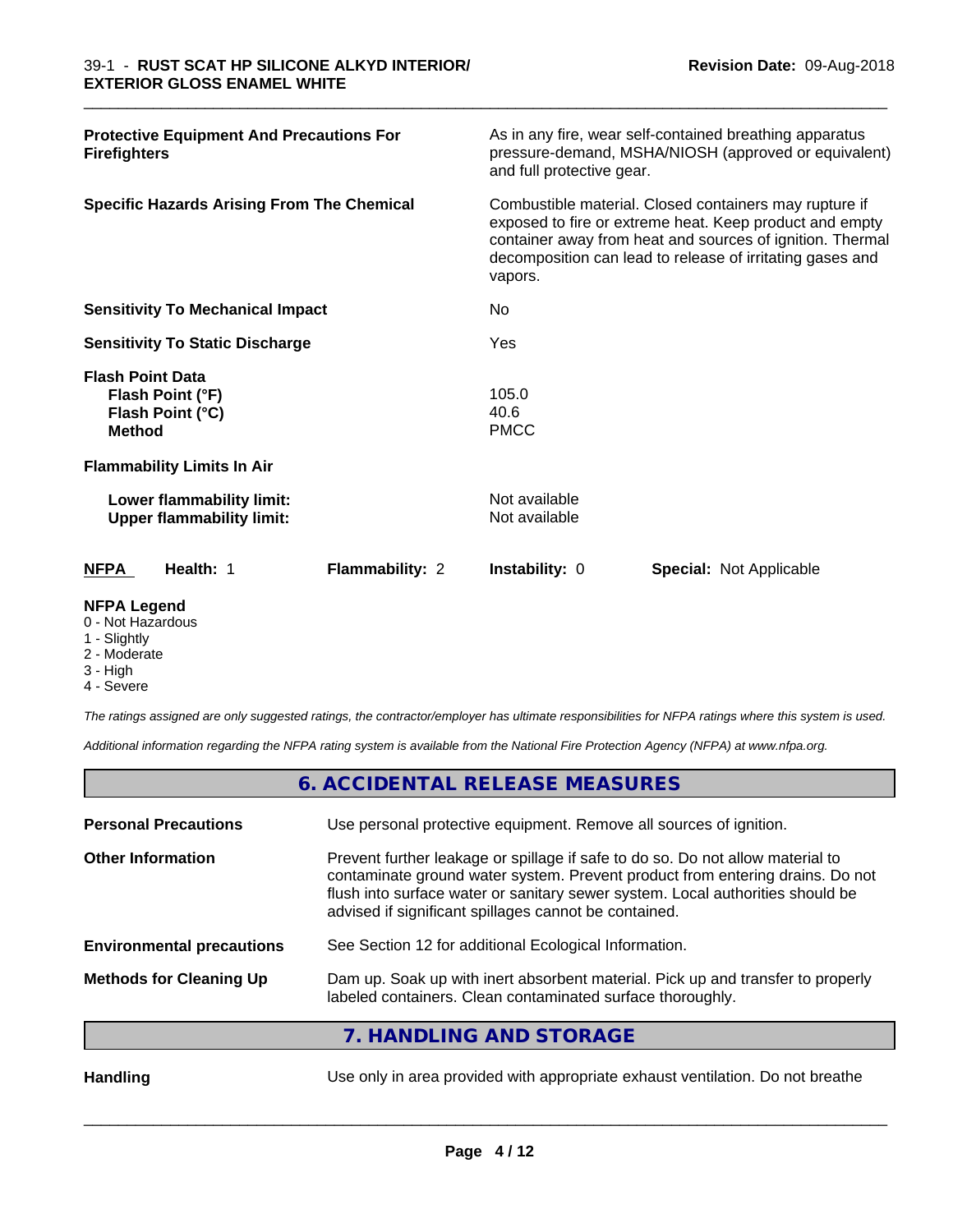| | |
|---|---|
| **Protective Equipment And Precautions For Firefighters** | As in any fire, wear self-contained breathing apparatus pressure-demand, MSHA/NIOSH (approved or equivalent) and full protective gear. |
| **Specific Hazards Arising From The Chemical** | Combustible material. Closed containers may rupture if exposed to fire or extreme heat. Keep product and empty container away from heat and sources of ignition. Thermal decomposition can lead to release of irritating gases and vapors. |
| **Sensitivity To Mechanical Impact** | No |
| **Sensitivity To Static Discharge** | Yes |

**Flash Point Data**

| | |
|---|---|
| **Flash Point (°F)** | 105.0 |
| **Flash Point (°C)** | 40.6 |
| **Method** | PMCC |

**Flammability Limits In Air**

| | |
|---|---|
| **Lower flammability limit:** | Not available |
| **Upper flammability limit:** | Not available |

| NFPA | Health: 1 | Flammability: 2 | Instability: 0 | Special: Not Applicable |
|---|---|---|---|---|

**NFPA Legend**
- 0 - Not Hazardous
- 1 - Slightly
- 2 - Moderate
- 3 - High
- 4 - Severe

*The ratings assigned are only suggested ratings, the contractor/employer has ultimate responsibilities for NFPA ratings where this system is used.*

*Additional information regarding the NFPA rating system is available from the National Fire Protection Agency (NFPA) at www.nfpa.org.*

## 6. ACCIDENTAL RELEASE MEASURES

| | |
|---|---|
| **Personal Precautions** | Use personal protective equipment. Remove all sources of ignition. |
| **Other Information** | Prevent further leakage or spillage if safe to do so. Do not allow material to contaminate ground water system. Prevent product from entering drains. Do not flush into surface water or sanitary sewer system. Local authorities should be advised if significant spillages cannot be contained. |
| **Environmental precautions** | See Section 12 for additional Ecological Information. |
| **Methods for Cleaning Up** | Dam up. Soak up with inert absorbent material. Pick up and transfer to properly labeled containers. Clean contaminated surface thoroughly. |

## 7. HANDLING AND STORAGE

| | |
|---|---|
| **Handling** | Use only in area provided with appropriate exhaust ventilation. Do not breathe |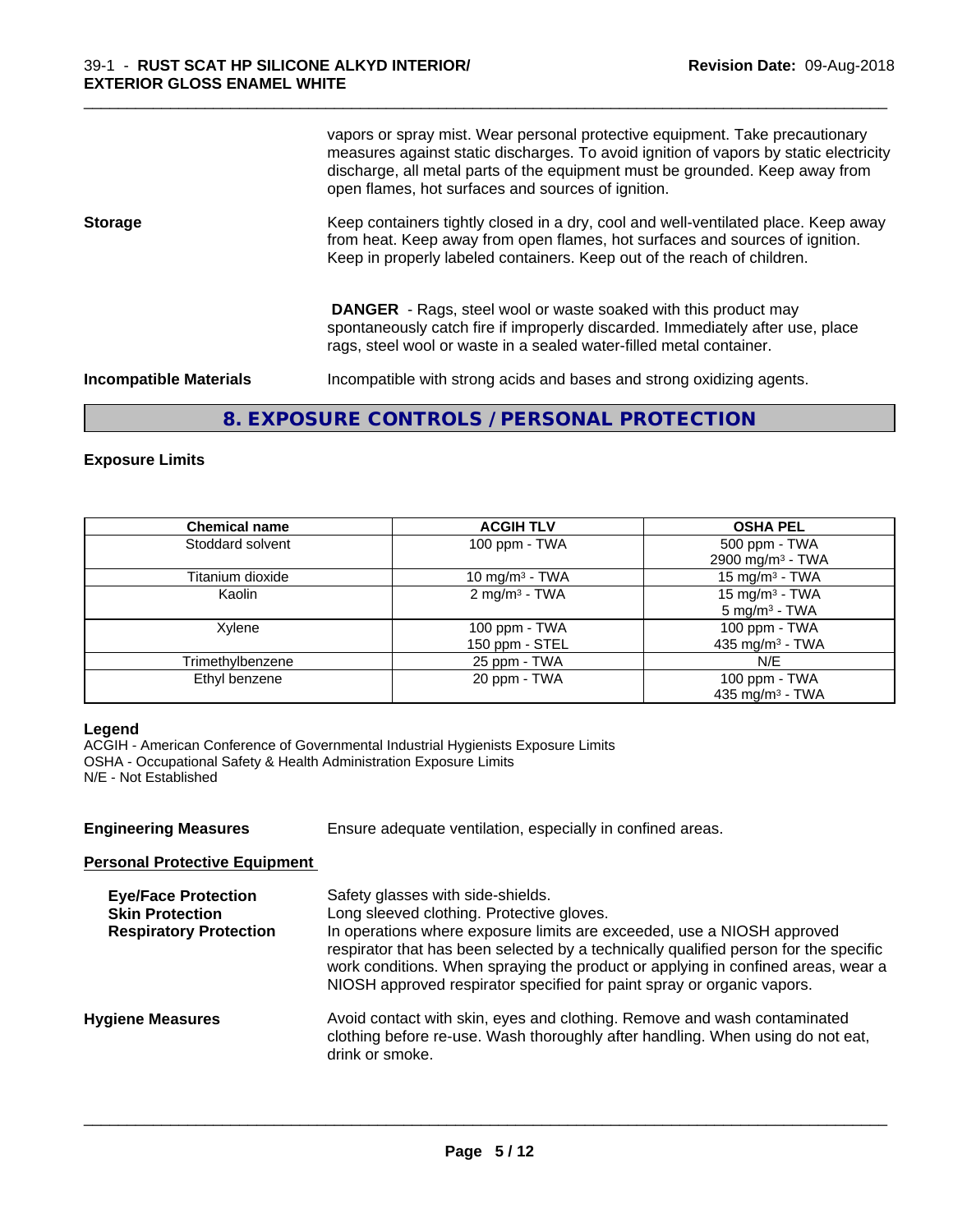vapors or spray mist. Wear personal protective equipment. Take precautionary measures against static discharges. To avoid ignition of vapors by static electricity discharge, all metal parts of the equipment must be grounded. Keep away from open flames, hot surfaces and sources of ignition.

**Storage**

Keep containers tightly closed in a dry, cool and well-ventilated place. Keep away from heat. Keep away from open flames, hot surfaces and sources of ignition. Keep in properly labeled containers. Keep out of the reach of children.

**DANGER** - Rags, steel wool or waste soaked with this product may spontaneously catch fire if improperly discarded. Immediately after use, place rags, steel wool or waste in a sealed water-filled metal container.

**Incompatible Materials**

Incompatible with strong acids and bases and strong oxidizing agents.

## 8. EXPOSURE CONTROLS / PERSONAL PROTECTION

### Exposure Limits

| Chemical name | ACGIH TLV | OSHA PEL |
|---|---|---|
| Stoddard solvent | 100 ppm - TWA | 500 ppm - TWA<br>2900 mg/m³ - TWA |
| Titanium dioxide | 10 mg/m³ - TWA | 15 mg/m³ - TWA |
| Kaolin | 2 mg/m³ - TWA | 15 mg/m³ - TWA<br>5 mg/m³ - TWA |
| Xylene | 100 ppm - TWA<br>150 ppm - STEL | 100 ppm - TWA<br>435 mg/m³ - TWA |
| Trimethylbenzene | 25 ppm - TWA | N/E |
| Ethyl benzene | 20 ppm - TWA | 100 ppm - TWA<br>435 mg/m³ - TWA |

**Legend**

ACGIH - American Conference of Governmental Industrial Hygienists Exposure Limits
OSHA - Occupational Safety & Health Administration Exposure Limits
N/E - Not Established

**Engineering Measures**

Ensure adequate ventilation, especially in confined areas.

**Personal Protective Equipment**

**Eye/Face Protection**

Safety glasses with side-shields.

**Skin Protection**

Long sleeved clothing. Protective gloves.

**Respiratory Protection**

In operations where exposure limits are exceeded, use a NIOSH approved respirator that has been selected by a technically qualified person for the specific work conditions. When spraying the product or applying in confined areas, wear a NIOSH approved respirator specified for paint spray or organic vapors.

**Hygiene Measures**

Avoid contact with skin, eyes and clothing. Remove and wash contaminated clothing before re-use. Wash thoroughly after handling. When using do not eat, drink or smoke.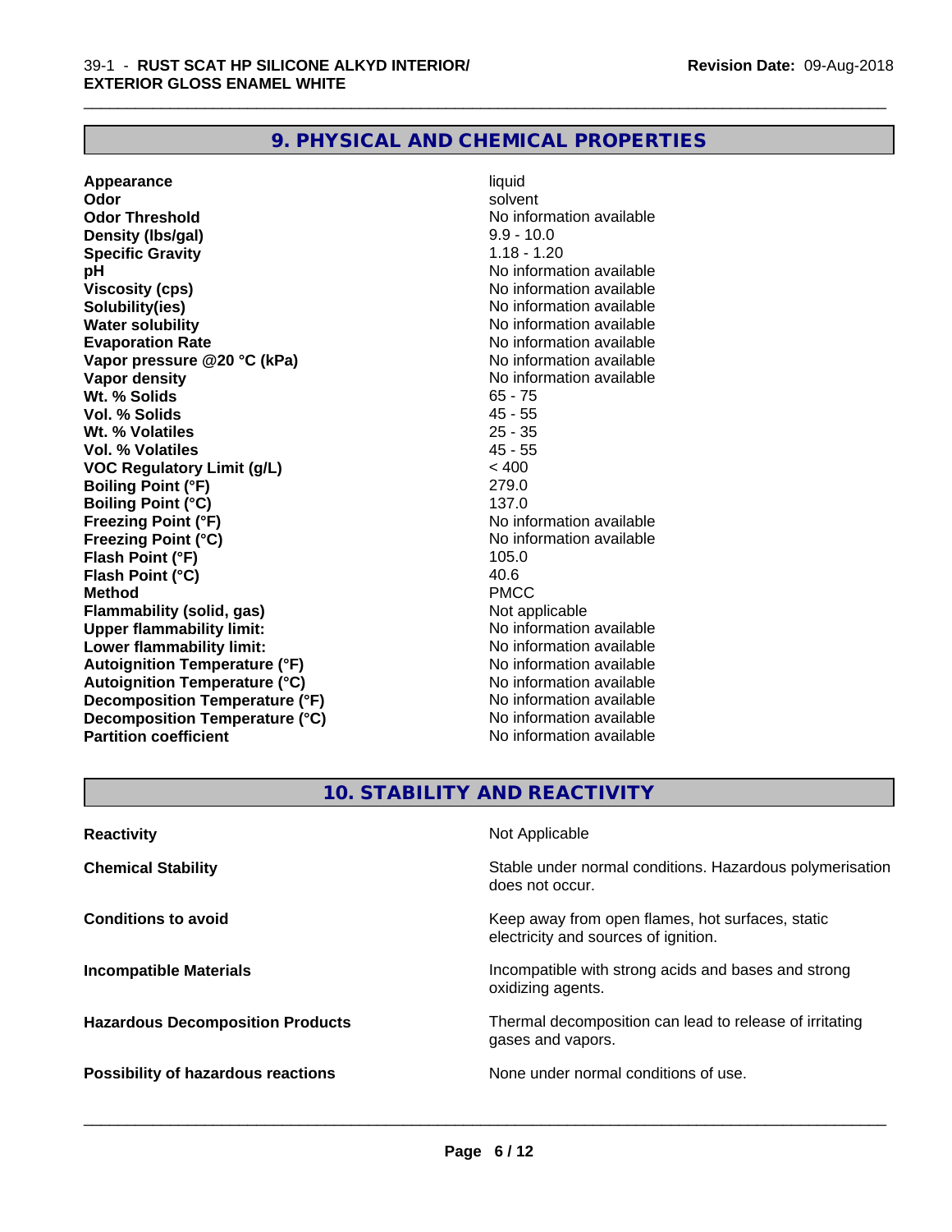## 9. PHYSICAL AND CHEMICAL PROPERTIES

| | |
|---|---|
| **Appearance** | liquid |
| **Odor** | solvent |
| **Odor Threshold** | No information available |
| **Density (lbs/gal)** | 9.9 - 10.0 |
| **Specific Gravity** | 1.18 - 1.20 |
| **pH** | No information available |
| **Viscosity (cps)** | No information available |
| **Solubility(ies)** | No information available |
| **Water solubility** | No information available |
| **Evaporation Rate** | No information available |
| **Vapor pressure @20 °C (kPa)** | No information available |
| **Vapor density** | No information available |
| **Wt. % Solids** | 65 - 75 |
| **Vol. % Solids** | 45 - 55 |
| **Wt. % Volatiles** | 25 - 35 |
| **Vol. % Volatiles** | 45 - 55 |
| **VOC Regulatory Limit (g/L)** | < 400 |
| **Boiling Point (°F)** | 279.0 |
| **Boiling Point (°C)** | 137.0 |
| **Freezing Point (°F)** | No information available |
| **Freezing Point (°C)** | No information available |
| **Flash Point (°F)** | 105.0 |
| **Flash Point (°C)** | 40.6 |
| **Method** | PMCC |
| **Flammability (solid, gas)** | Not applicable |
| **Upper flammability limit:** | No information available |
| **Lower flammability limit:** | No information available |
| **Autoignition Temperature (°F)** | No information available |
| **Autoignition Temperature (°C)** | No information available |
| **Decomposition Temperature (°F)** | No information available |
| **Decomposition Temperature (°C)** | No information available |
| **Partition coefficient** | No information available |

## 10. STABILITY AND REACTIVITY

| | |
|---|---|
| **Reactivity** | Not Applicable |
| **Chemical Stability** | Stable under normal conditions. Hazardous polymerisation does not occur. |
| **Conditions to avoid** | Keep away from open flames, hot surfaces, static electricity and sources of ignition. |
| **Incompatible Materials** | Incompatible with strong acids and bases and strong oxidizing agents. |
| **Hazardous Decomposition Products** | Thermal decomposition can lead to release of irritating gases and vapors. |
| **Possibility of hazardous reactions** | None under normal conditions of use. |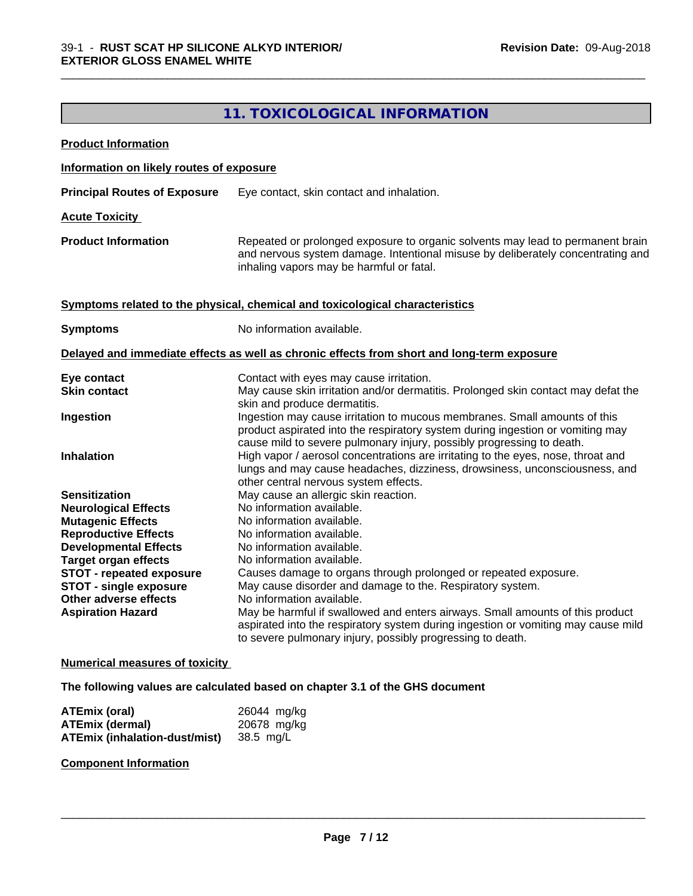## 11. TOXICOLOGICAL INFORMATION

**Product Information**

**Information on likely routes of exposure**

**Principal Routes of Exposure** Eye contact, skin contact and inhalation.

**Acute Toxicity**

**Product Information** Repeated or prolonged exposure to organic solvents may lead to permanent brain and nervous system damage. Intentional misuse by deliberately concentrating and inhaling vapors may be harmful or fatal.

**Symptoms related to the physical, chemical and toxicological characteristics**

**Symptoms** No information available.

**Delayed and immediate effects as well as chronic effects from short and long-term exposure**

| | |
|---|---|
| **Eye contact** | Contact with eyes may cause irritation. |
| **Skin contact** | May cause skin irritation and/or dermatitis. Prolonged skin contact may defat the skin and produce dermatitis. |
| **Ingestion** | Ingestion may cause irritation to mucous membranes. Small amounts of this product aspirated into the respiratory system during ingestion or vomiting may cause mild to severe pulmonary injury, possibly progressing to death. |
| **Inhalation** | High vapor / aerosol concentrations are irritating to the eyes, nose, throat and lungs and may cause headaches, dizziness, drowsiness, unconsciousness, and other central nervous system effects. |
| **Sensitization** | May cause an allergic skin reaction. |
| **Neurological Effects** | No information available. |
| **Mutagenic Effects** | No information available. |
| **Reproductive Effects** | No information available. |
| **Developmental Effects** | No information available. |
| **Target organ effects** | No information available. |
| **STOT - repeated exposure** | Causes damage to organs through prolonged or repeated exposure. |
| **STOT - single exposure** | May cause disorder and damage to the. Respiratory system. |
| **Other adverse effects** | No information available. |
| **Aspiration Hazard** | May be harmful if swallowed and enters airways. Small amounts of this product aspirated into the respiratory system during ingestion or vomiting may cause mild to severe pulmonary injury, possibly progressing to death. |

**Numerical measures of toxicity**

**The following values are calculated based on chapter 3.1 of the GHS document**

| | |
|---|---|
| **ATEmix (oral)** | 26044 mg/kg |
| **ATEmix (dermal)** | 20678 mg/kg |
| **ATEmix (inhalation-dust/mist)** | 38.5 mg/L |

**Component Information**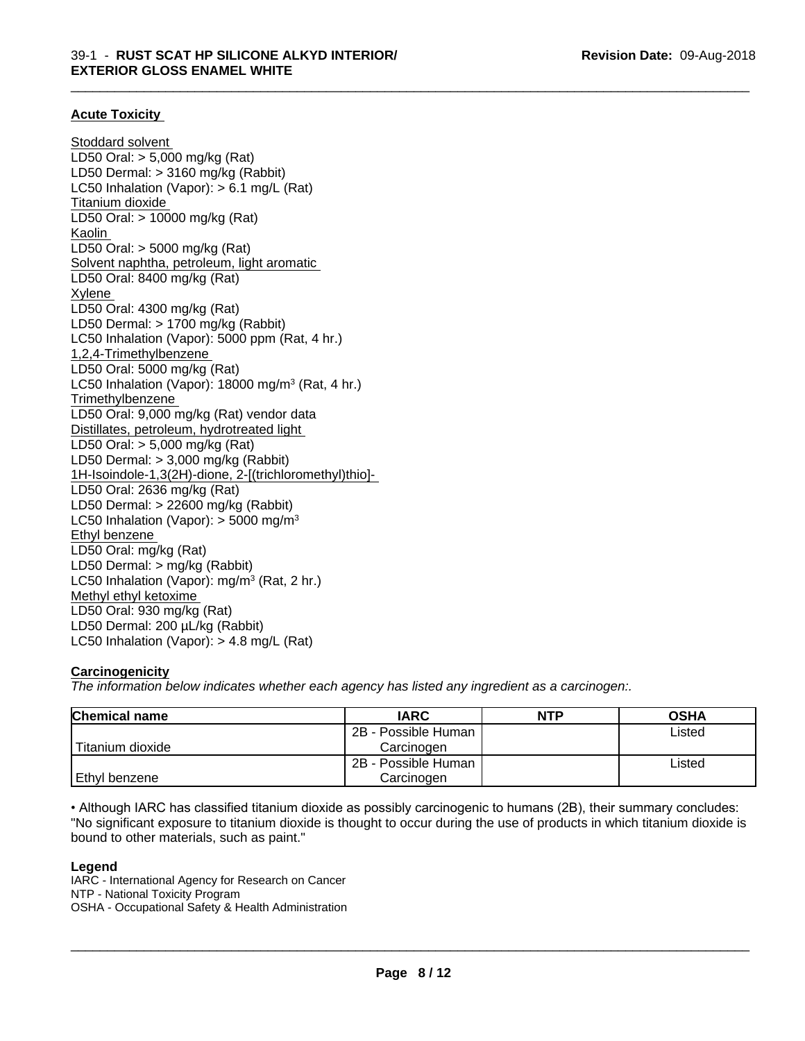### Acute Toxicity

Stoddard solvent
LD50 Oral: > 5,000 mg/kg (Rat)
LD50 Dermal: > 3160 mg/kg (Rabbit)
LC50 Inhalation (Vapor): > 6.1 mg/L (Rat)
Titanium dioxide
LD50 Oral: > 10000 mg/kg (Rat)
Kaolin
LD50 Oral: > 5000 mg/kg (Rat)
Solvent naphtha, petroleum, light aromatic
LD50 Oral: 8400 mg/kg (Rat)
Xylene
LD50 Oral: 4300 mg/kg (Rat)
LD50 Dermal: > 1700 mg/kg (Rabbit)
LC50 Inhalation (Vapor): 5000 ppm (Rat, 4 hr.)
1,2,4-Trimethylbenzene
LD50 Oral: 5000 mg/kg (Rat)
LC50 Inhalation (Vapor): 18000 mg/m$^3$ (Rat, 4 hr.)
Trimethylbenzene
LD50 Oral: 9,000 mg/kg (Rat) vendor data
Distillates, petroleum, hydrotreated light
LD50 Oral: > 5,000 mg/kg (Rat)
LD50 Dermal: > 3,000 mg/kg (Rabbit)
1H-Isoindole-1,3(2H)-dione, 2-[(trichloromethyl)thio]-
LD50 Oral: 2636 mg/kg (Rat)
LD50 Dermal: > 22600 mg/kg (Rabbit)
LC50 Inhalation (Vapor): > 5000 mg/m$^3$
Ethyl benzene
LD50 Oral: mg/kg (Rat)
LD50 Dermal: > mg/kg (Rabbit)
LC50 Inhalation (Vapor): mg/m$^3$ (Rat, 2 hr.)
Methyl ethyl ketoxime
LD50 Oral: 930 mg/kg (Rat)
LD50 Dermal: 200 µL/kg (Rabbit)
LC50 Inhalation (Vapor): > 4.8 mg/L (Rat)

### Carcinogenicity

*The information below indicates whether each agency has listed any ingredient as a carcinogen:.*

| Chemical name | IARC | NTP | OSHA |
|---|---|---|---|
| Titanium dioxide | 2B - Possible Human Carcinogen | | Listed |
| Ethyl benzene | 2B - Possible Human Carcinogen | | Listed |

• Although IARC has classified titanium dioxide as possibly carcinogenic to humans (2B), their summary concludes: "No significant exposure to titanium dioxide is thought to occur during the use of products in which titanium dioxide is bound to other materials, such as paint."

**Legend**
IARC - International Agency for Research on Cancer
NTP - National Toxicity Program
OSHA - Occupational Safety & Health Administration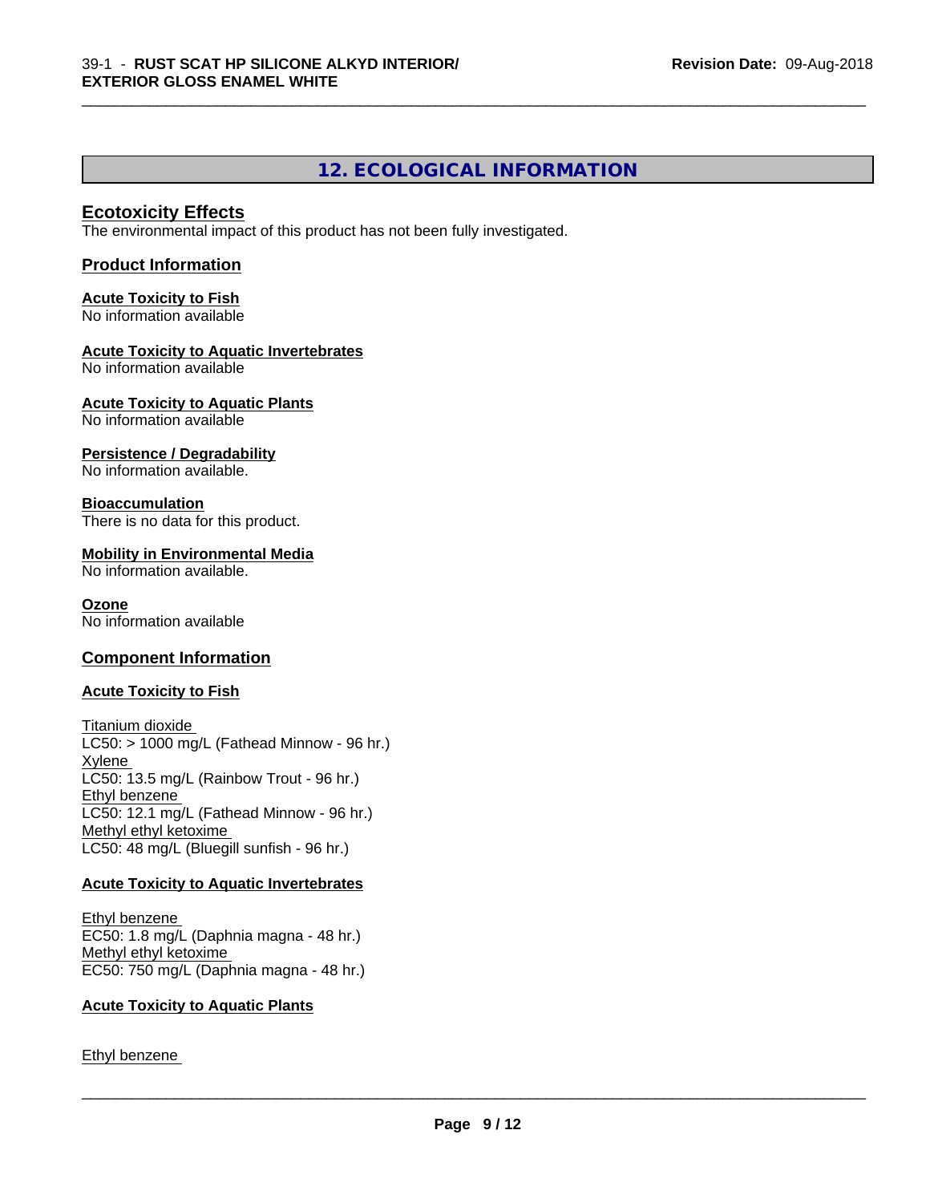## 12. ECOLOGICAL INFORMATION

### Ecotoxicity Effects

The environmental impact of this product has not been fully investigated.

### Product Information

**Acute Toxicity to Fish**
No information available

**Acute Toxicity to Aquatic Invertebrates**
No information available

**Acute Toxicity to Aquatic Plants**
No information available

**Persistence / Degradability**
No information available.

**Bioaccumulation**
There is no data for this product.

**Mobility in Environmental Media**
No information available.

**Ozone**
No information available

### Component Information

**Acute Toxicity to Fish**

Titanium dioxide
LC50: > 1000 mg/L (Fathead Minnow - 96 hr.)
Xylene
LC50: 13.5 mg/L (Rainbow Trout - 96 hr.)
Ethyl benzene
LC50: 12.1 mg/L (Fathead Minnow - 96 hr.)
Methyl ethyl ketoxime
LC50: 48 mg/L (Bluegill sunfish - 96 hr.)

**Acute Toxicity to Aquatic Invertebrates**

Ethyl benzene
EC50: 1.8 mg/L (Daphnia magna - 48 hr.)
Methyl ethyl ketoxime
EC50: 750 mg/L (Daphnia magna - 48 hr.)

**Acute Toxicity to Aquatic Plants**

Ethyl benzene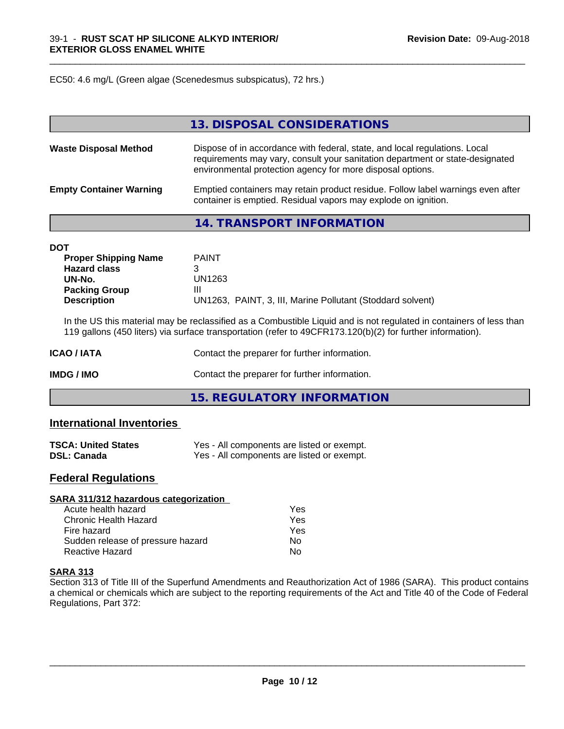EC50: 4.6 mg/L (Green algae (Scenedesmus subspicatus), 72 hrs.)

## 13. DISPOSAL CONSIDERATIONS

| | |
|---|---|
| **Waste Disposal Method** | Dispose of in accordance with federal, state, and local regulations. Local requirements may vary, consult your sanitation department or state-designated environmental protection agency for more disposal options. |
| **Empty Container Warning** | Emptied containers may retain product residue. Follow label warnings even after container is emptied. Residual vapors may explode on ignition. |

## 14. TRANSPORT INFORMATION

**DOT**

| | |
|---|---|
| **Proper Shipping Name** | PAINT |
| **Hazard class** | 3 |
| **UN-No.** | UN1263 |
| **Packing Group** | III |
| **Description** | UN1263, PAINT, 3, III, Marine Pollutant (Stoddard solvent) |

In the US this material may be reclassified as a Combustible Liquid and is not regulated in containers of less than 119 gallons (450 liters) via surface transportation (refer to 49CFR173.120(b)(2) for further information).

| | |
|---|---|
| **ICAO / IATA** | Contact the preparer for further information. |
| **IMDG / IMO** | Contact the preparer for further information. |

## 15. REGULATORY INFORMATION

### International Inventories

| | |
|---|---|
| **TSCA: United States** | Yes - All components are listed or exempt. |
| **DSL: Canada** | Yes - All components are listed or exempt. |

### Federal Regulations

**SARA 311/312 hazardous categorization**

| | |
|---|---|
| Acute health hazard | Yes |
| Chronic Health Hazard | Yes |
| Fire hazard | Yes |
| Sudden release of pressure hazard | No |
| Reactive Hazard | No |

**SARA 313**

Section 313 of Title III of the Superfund Amendments and Reauthorization Act of 1986 (SARA). This product contains a chemical or chemicals which are subject to the reporting requirements of the Act and Title 40 of the Code of Federal Regulations, Part 372: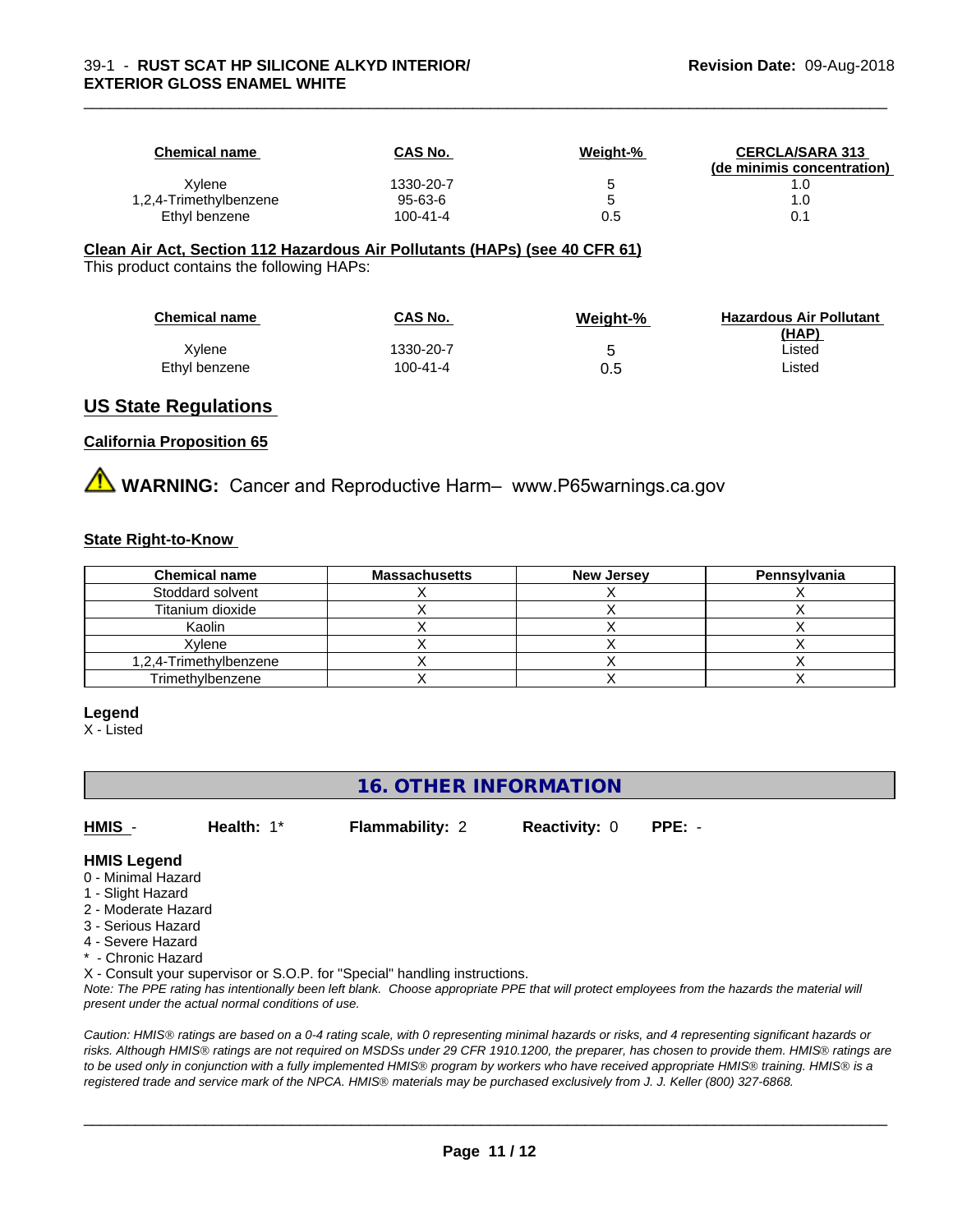| Chemical name | CAS No. | Weight-% | CERCLA/SARA 313 (de minimis concentration) |
|---|---|---|---|
| Xylene | 1330-20-7 | 5 | 1.0 |
| 1,2,4-Trimethylbenzene | 95-63-6 | 5 | 1.0 |
| Ethyl benzene | 100-41-4 | 0.5 | 0.1 |

**Clean Air Act, Section 112 Hazardous Air Pollutants (HAPs) (see 40 CFR 61)**

This product contains the following HAPs:

| Chemical name | CAS No. | Weight-% | Hazardous Air Pollutant (HAP) |
|---|---|---|---|
| Xylene | 1330-20-7 | 5 | Listed |
| Ethyl benzene | 100-41-4 | 0.5 | Listed |

## US State Regulations

### California Proposition 65

⚠ **WARNING:** Cancer and Reproductive Harm– www.P65warnings.ca.gov

### State Right-to-Know

| Chemical name | Massachusetts | New Jersey | Pennsylvania |
|---|---|---|---|
| Stoddard solvent | X | X | X |
| Titanium dioxide | X | X | X |
| Kaolin | X | X | X |
| Xylene | X | X | X |
| 1,2,4-Trimethylbenzene | X | X | X |
| Trimethylbenzene | X | X | X |

**Legend**

X - Listed

## 16. OTHER INFORMATION

**HMIS** - **Health:** 1* **Flammability:** 2 **Reactivity:** 0 **PPE:** -

**HMIS Legend**

0 - Minimal Hazard
1 - Slight Hazard
2 - Moderate Hazard
3 - Serious Hazard
4 - Severe Hazard
* - Chronic Hazard
X - Consult your supervisor or S.O.P. for "Special" handling instructions.

*Note: The PPE rating has intentionally been left blank. Choose appropriate PPE that will protect employees from the hazards the material will present under the actual normal conditions of use.*

*Caution: HMIS® ratings are based on a 0-4 rating scale, with 0 representing minimal hazards or risks, and 4 representing significant hazards or risks. Although HMIS® ratings are not required on MSDSs under 29 CFR 1910.1200, the preparer, has chosen to provide them. HMIS® ratings are to be used only in conjunction with a fully implemented HMIS® program by workers who have received appropriate HMIS® training. HMIS® is a registered trade and service mark of the NPCA. HMIS® materials may be purchased exclusively from J. J. Keller (800) 327-6868.*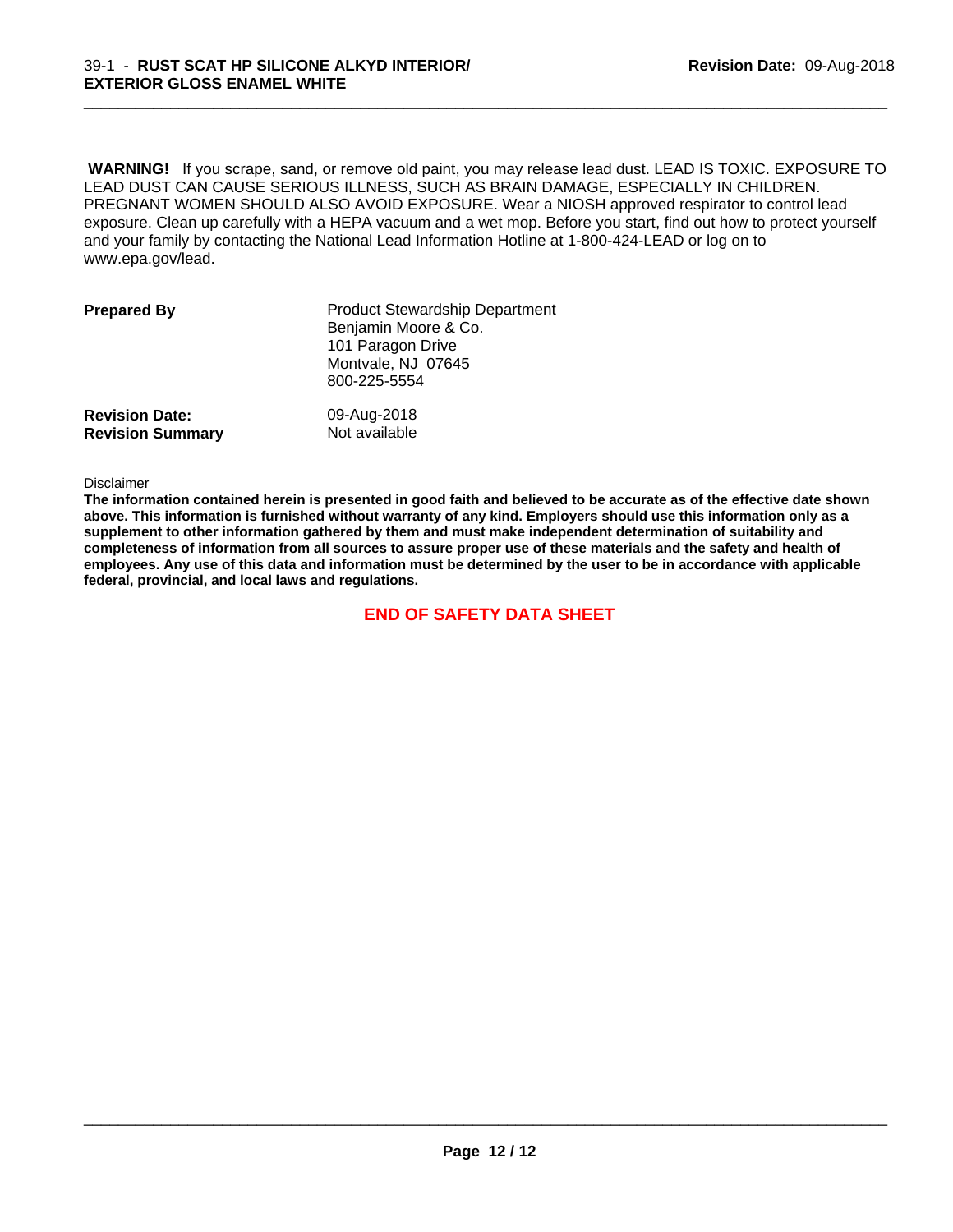**WARNING!** If you scrape, sand, or remove old paint, you may release lead dust. LEAD IS TOXIC. EXPOSURE TO LEAD DUST CAN CAUSE SERIOUS ILLNESS, SUCH AS BRAIN DAMAGE, ESPECIALLY IN CHILDREN. PREGNANT WOMEN SHOULD ALSO AVOID EXPOSURE. Wear a NIOSH approved respirator to control lead exposure. Clean up carefully with a HEPA vacuum and a wet mop. Before you start, find out how to protect yourself and your family by contacting the National Lead Information Hotline at 1-800-424-LEAD or log on to www.epa.gov/lead.

| | |
|---|---|
| **Prepared By** | Product Stewardship Department<br>Benjamin Moore & Co.<br>101 Paragon Drive<br>Montvale, NJ 07645<br>800-225-5554 |
| **Revision Date:** | 09-Aug-2018 |
| **Revision Summary** | Not available |

Disclaimer

**The information contained herein is presented in good faith and believed to be accurate as of the effective date shown above. This information is furnished without warranty of any kind. Employers should use this information only as a supplement to other information gathered by them and must make independent determination of suitability and completeness of information from all sources to assure proper use of these materials and the safety and health of employees. Any use of this data and information must be determined by the user to be in accordance with applicable federal, provincial, and local laws and regulations.**

**END OF SAFETY DATA SHEET**